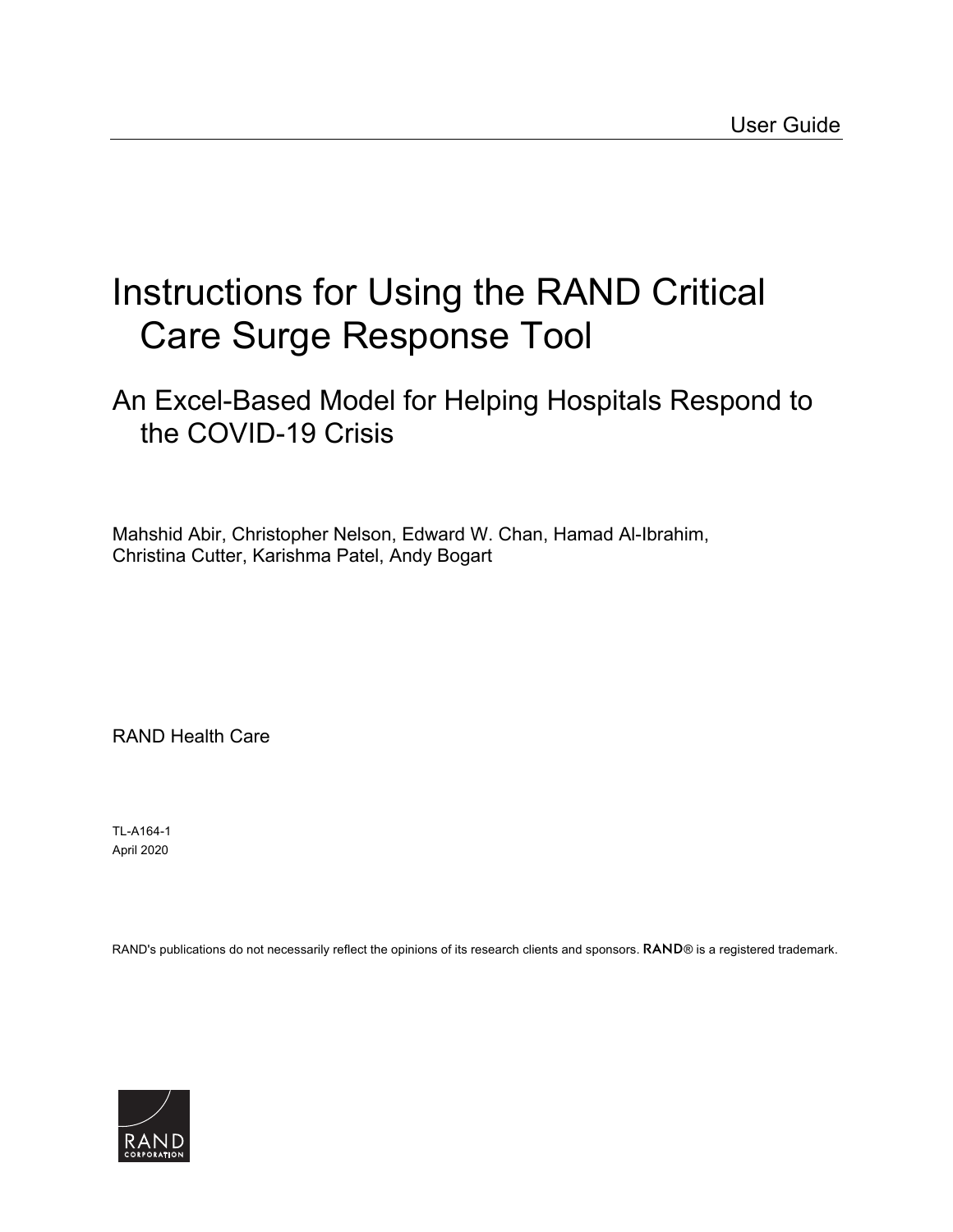User Guide

# Instructions for Using the RAND Critical Care Surge Response Tool

## An Excel-Based Model for Helping Hospitals Respond to the COVID-19 Crisis

Mahshid Abir, Christopher Nelson, Edward W. Chan, Hamad Al-Ibrahim, Christina Cutter, Karishma Patel, Andy Bogart

RAND Health Care

TL-A164-1
April 2020

RAND's publications do not necessarily reflect the opinions of its research clients and sponsors. RAND® is a registered trademark.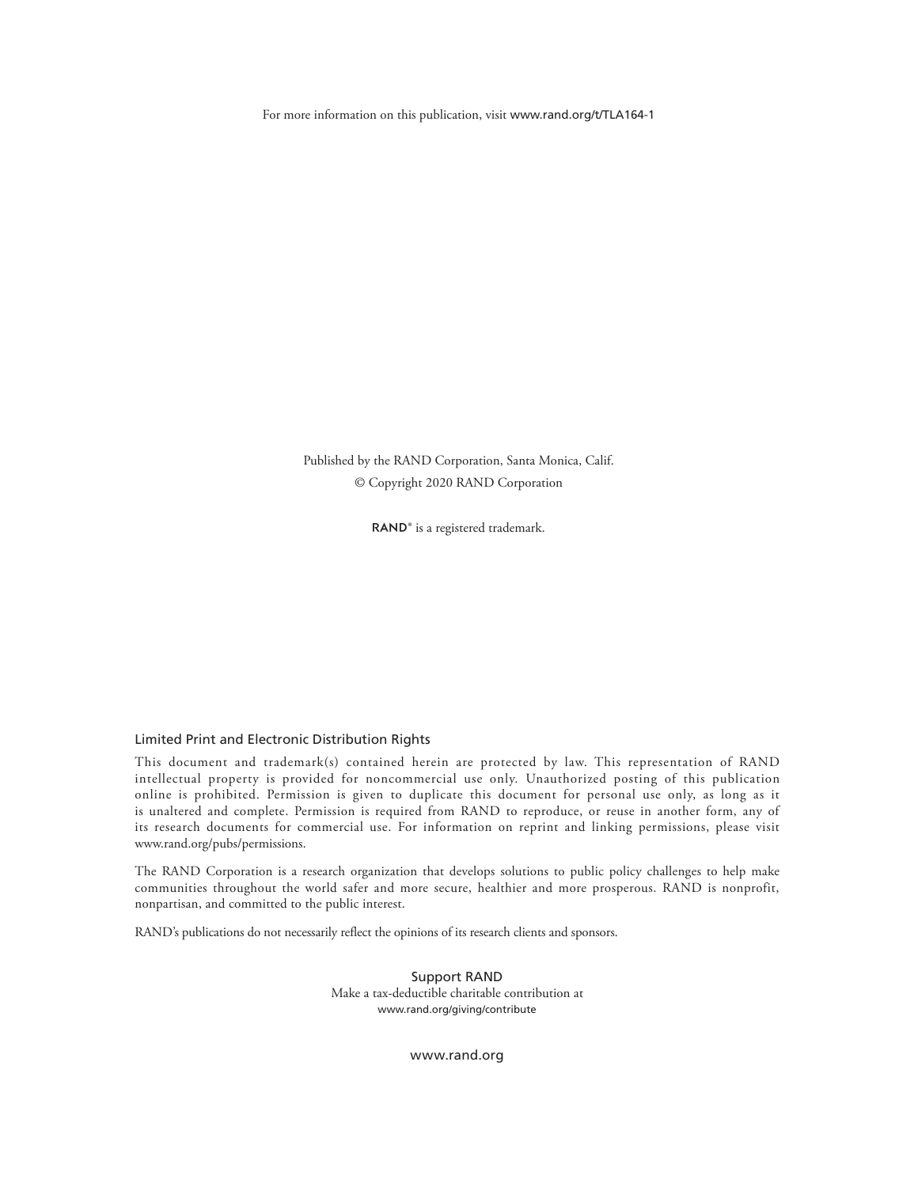For more information on this publication, visit www.rand.org/t/TLA164-1

Published by the RAND Corporation, Santa Monica, Calif.
© Copyright 2020 RAND Corporation

RAND® is a registered trademark.

### Limited Print and Electronic Distribution Rights

This document and trademark(s) contained herein are protected by law. This representation of RAND intellectual property is provided for noncommercial use only. Unauthorized posting of this publication online is prohibited. Permission is given to duplicate this document for personal use only, as long as it is unaltered and complete. Permission is required from RAND to reproduce, or reuse in another form, any of its research documents for commercial use. For information on reprint and linking permissions, please visit www.rand.org/pubs/permissions.

The RAND Corporation is a research organization that develops solutions to public policy challenges to help make communities throughout the world safer and more secure, healthier and more prosperous. RAND is nonprofit, nonpartisan, and committed to the public interest.

RAND's publications do not necessarily reflect the opinions of its research clients and sponsors.

Support RAND
Make a tax-deductible charitable contribution at
www.rand.org/giving/contribute

www.rand.org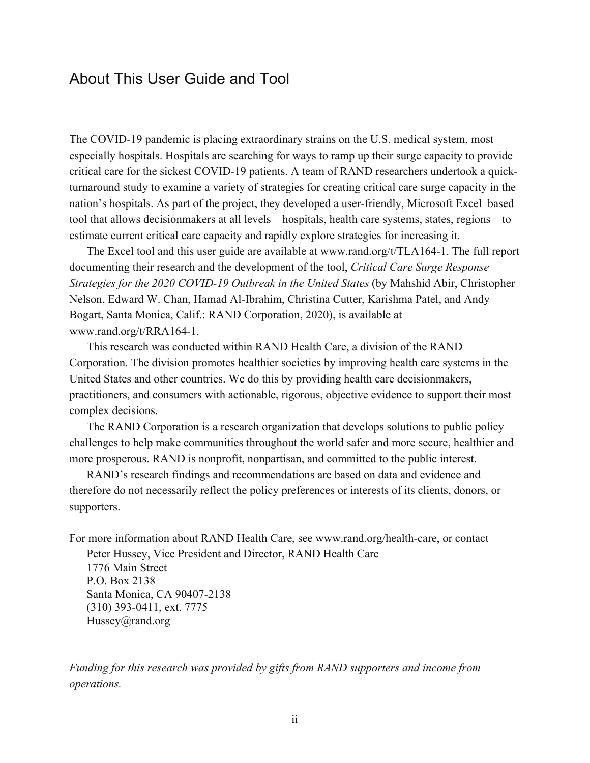# About This User Guide and Tool

The COVID-19 pandemic is placing extraordinary strains on the U.S. medical system, most especially hospitals. Hospitals are searching for ways to ramp up their surge capacity to provide critical care for the sickest COVID-19 patients. A team of RAND researchers undertook a quick-turnaround study to examine a variety of strategies for creating critical care surge capacity in the nation's hospitals. As part of the project, they developed a user-friendly, Microsoft Excel–based tool that allows decisionmakers at all levels—hospitals, health care systems, states, regions—to estimate current critical care capacity and rapidly explore strategies for increasing it.

The Excel tool and this user guide are available at www.rand.org/t/TLA164-1. The full report documenting their research and the development of the tool, *Critical Care Surge Response Strategies for the 2020 COVID-19 Outbreak in the United States* (by Mahshid Abir, Christopher Nelson, Edward W. Chan, Hamad Al-Ibrahim, Christina Cutter, Karishma Patel, and Andy Bogart, Santa Monica, Calif.: RAND Corporation, 2020), is available at www.rand.org/t/RRA164-1.

This research was conducted within RAND Health Care, a division of the RAND Corporation. The division promotes healthier societies by improving health care systems in the United States and other countries. We do this by providing health care decisionmakers, practitioners, and consumers with actionable, rigorous, objective evidence to support their most complex decisions.

The RAND Corporation is a research organization that develops solutions to public policy challenges to help make communities throughout the world safer and more secure, healthier and more prosperous. RAND is nonprofit, nonpartisan, and committed to the public interest.

RAND's research findings and recommendations are based on data and evidence and therefore do not necessarily reflect the policy preferences or interests of its clients, donors, or supporters.

For more information about RAND Health Care, see www.rand.org/health-care, or contact

Peter Hussey, Vice President and Director, RAND Health Care
1776 Main Street
P.O. Box 2138
Santa Monica, CA 90407-2138
(310) 393-0411, ext. 7775
Hussey@rand.org

*Funding for this research was provided by gifts from RAND supporters and income from operations.*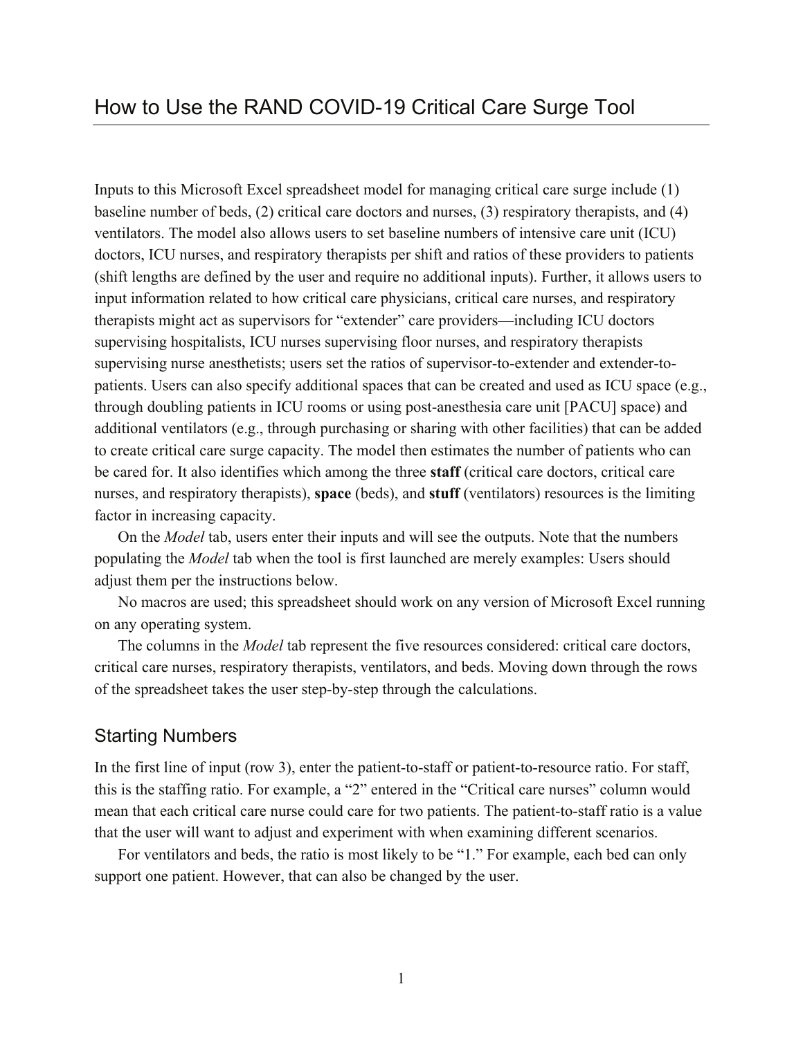# How to Use the RAND COVID-19 Critical Care Surge Tool

Inputs to this Microsoft Excel spreadsheet model for managing critical care surge include (1) baseline number of beds, (2) critical care doctors and nurses, (3) respiratory therapists, and (4) ventilators. The model also allows users to set baseline numbers of intensive care unit (ICU) doctors, ICU nurses, and respiratory therapists per shift and ratios of these providers to patients (shift lengths are defined by the user and require no additional inputs). Further, it allows users to input information related to how critical care physicians, critical care nurses, and respiratory therapists might act as supervisors for "extender" care providers—including ICU doctors supervising hospitalists, ICU nurses supervising floor nurses, and respiratory therapists supervising nurse anesthetists; users set the ratios of supervisor-to-extender and extender-to-patients. Users can also specify additional spaces that can be created and used as ICU space (e.g., through doubling patients in ICU rooms or using post-anesthesia care unit [PACU] space) and additional ventilators (e.g., through purchasing or sharing with other facilities) that can be added to create critical care surge capacity. The model then estimates the number of patients who can be cared for. It also identifies which among the three **staff** (critical care doctors, critical care nurses, and respiratory therapists), **space** (beds), and **stuff** (ventilators) resources is the limiting factor in increasing capacity.

On the *Model* tab, users enter their inputs and will see the outputs. Note that the numbers populating the *Model* tab when the tool is first launched are merely examples: Users should adjust them per the instructions below.

No macros are used; this spreadsheet should work on any version of Microsoft Excel running on any operating system.

The columns in the *Model* tab represent the five resources considered: critical care doctors, critical care nurses, respiratory therapists, ventilators, and beds. Moving down through the rows of the spreadsheet takes the user step-by-step through the calculations.

## Starting Numbers

In the first line of input (row 3), enter the patient-to-staff or patient-to-resource ratio. For staff, this is the staffing ratio. For example, a "2" entered in the "Critical care nurses" column would mean that each critical care nurse could care for two patients. The patient-to-staff ratio is a value that the user will want to adjust and experiment with when examining different scenarios.

For ventilators and beds, the ratio is most likely to be "1." For example, each bed can only support one patient. However, that can also be changed by the user.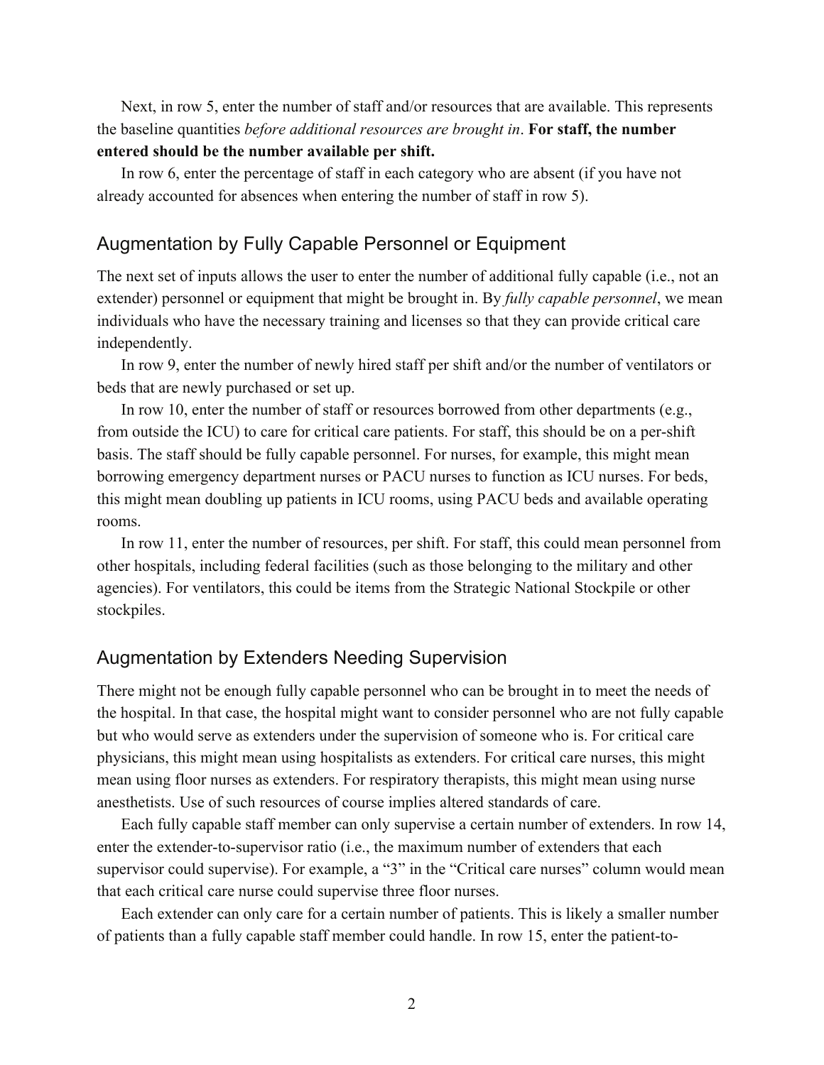Next, in row 5, enter the number of staff and/or resources that are available. This represents the baseline quantities *before additional resources are brought in*. **For staff, the number entered should be the number available per shift.**

In row 6, enter the percentage of staff in each category who are absent (if you have not already accounted for absences when entering the number of staff in row 5).

## Augmentation by Fully Capable Personnel or Equipment

The next set of inputs allows the user to enter the number of additional fully capable (i.e., not an extender) personnel or equipment that might be brought in. By *fully capable personnel*, we mean individuals who have the necessary training and licenses so that they can provide critical care independently.

In row 9, enter the number of newly hired staff per shift and/or the number of ventilators or beds that are newly purchased or set up.

In row 10, enter the number of staff or resources borrowed from other departments (e.g., from outside the ICU) to care for critical care patients. For staff, this should be on a per-shift basis. The staff should be fully capable personnel. For nurses, for example, this might mean borrowing emergency department nurses or PACU nurses to function as ICU nurses. For beds, this might mean doubling up patients in ICU rooms, using PACU beds and available operating rooms.

In row 11, enter the number of resources, per shift. For staff, this could mean personnel from other hospitals, including federal facilities (such as those belonging to the military and other agencies). For ventilators, this could be items from the Strategic National Stockpile or other stockpiles.

## Augmentation by Extenders Needing Supervision

There might not be enough fully capable personnel who can be brought in to meet the needs of the hospital. In that case, the hospital might want to consider personnel who are not fully capable but who would serve as extenders under the supervision of someone who is. For critical care physicians, this might mean using hospitalists as extenders. For critical care nurses, this might mean using floor nurses as extenders. For respiratory therapists, this might mean using nurse anesthetists. Use of such resources of course implies altered standards of care.

Each fully capable staff member can only supervise a certain number of extenders. In row 14, enter the extender-to-supervisor ratio (i.e., the maximum number of extenders that each supervisor could supervise). For example, a "3" in the "Critical care nurses" column would mean that each critical care nurse could supervise three floor nurses.

Each extender can only care for a certain number of patients. This is likely a smaller number of patients than a fully capable staff member could handle. In row 15, enter the patient-to-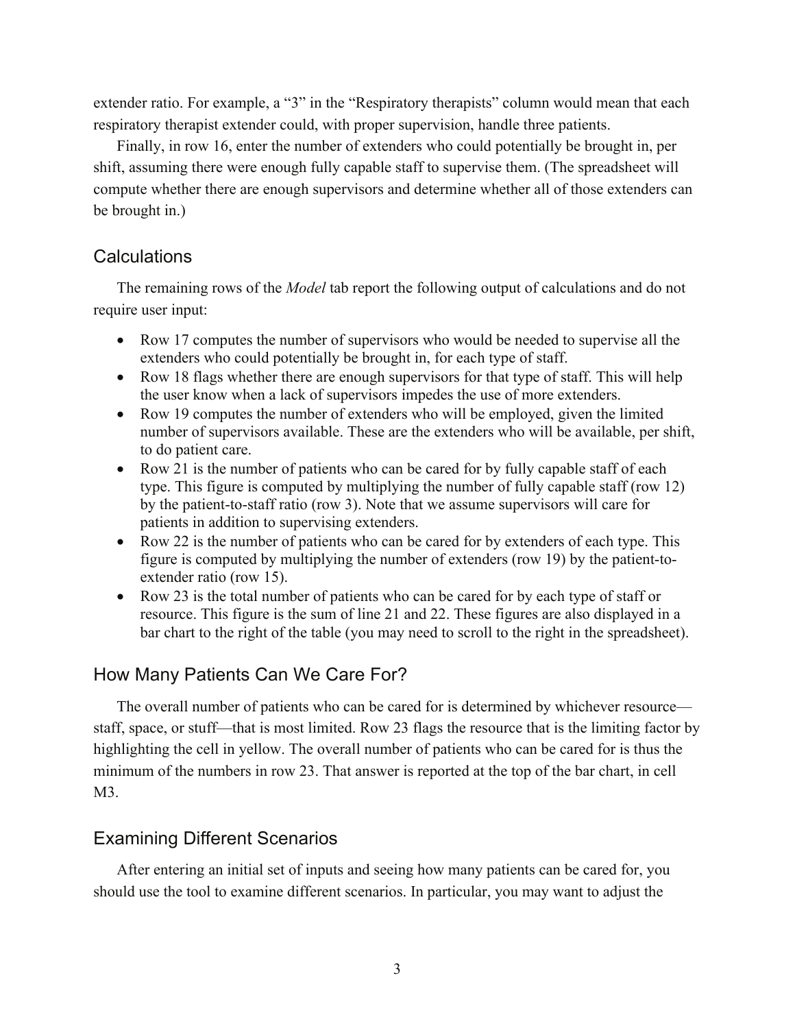extender ratio. For example, a "3" in the "Respiratory therapists" column would mean that each respiratory therapist extender could, with proper supervision, handle three patients.

Finally, in row 16, enter the number of extenders who could potentially be brought in, per shift, assuming there were enough fully capable staff to supervise them. (The spreadsheet will compute whether there are enough supervisors and determine whether all of those extenders can be brought in.)

## Calculations

The remaining rows of the *Model* tab report the following output of calculations and do not require user input:

- Row 17 computes the number of supervisors who would be needed to supervise all the extenders who could potentially be brought in, for each type of staff.
- Row 18 flags whether there are enough supervisors for that type of staff. This will help the user know when a lack of supervisors impedes the use of more extenders.
- Row 19 computes the number of extenders who will be employed, given the limited number of supervisors available. These are the extenders who will be available, per shift, to do patient care.
- Row 21 is the number of patients who can be cared for by fully capable staff of each type. This figure is computed by multiplying the number of fully capable staff (row 12) by the patient-to-staff ratio (row 3). Note that we assume supervisors will care for patients in addition to supervising extenders.
- Row 22 is the number of patients who can be cared for by extenders of each type. This figure is computed by multiplying the number of extenders (row 19) by the patient-to-extender ratio (row 15).
- Row 23 is the total number of patients who can be cared for by each type of staff or resource. This figure is the sum of line 21 and 22. These figures are also displayed in a bar chart to the right of the table (you may need to scroll to the right in the spreadsheet).

## How Many Patients Can We Care For?

The overall number of patients who can be cared for is determined by whichever resource—staff, space, or stuff—that is most limited. Row 23 flags the resource that is the limiting factor by highlighting the cell in yellow. The overall number of patients who can be cared for is thus the minimum of the numbers in row 23. That answer is reported at the top of the bar chart, in cell M3.

## Examining Different Scenarios

After entering an initial set of inputs and seeing how many patients can be cared for, you should use the tool to examine different scenarios. In particular, you may want to adjust the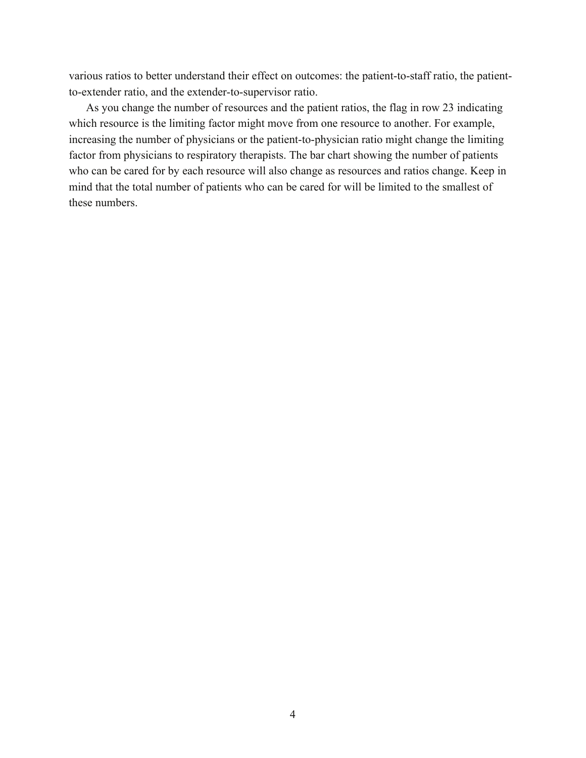various ratios to better understand their effect on outcomes: the patient-to-staff ratio, the patient-to-extender ratio, and the extender-to-supervisor ratio.

As you change the number of resources and the patient ratios, the flag in row 23 indicating which resource is the limiting factor might move from one resource to another. For example, increasing the number of physicians or the patient-to-physician ratio might change the limiting factor from physicians to respiratory therapists. The bar chart showing the number of patients who can be cared for by each resource will also change as resources and ratios change. Keep in mind that the total number of patients who can be cared for will be limited to the smallest of these numbers.